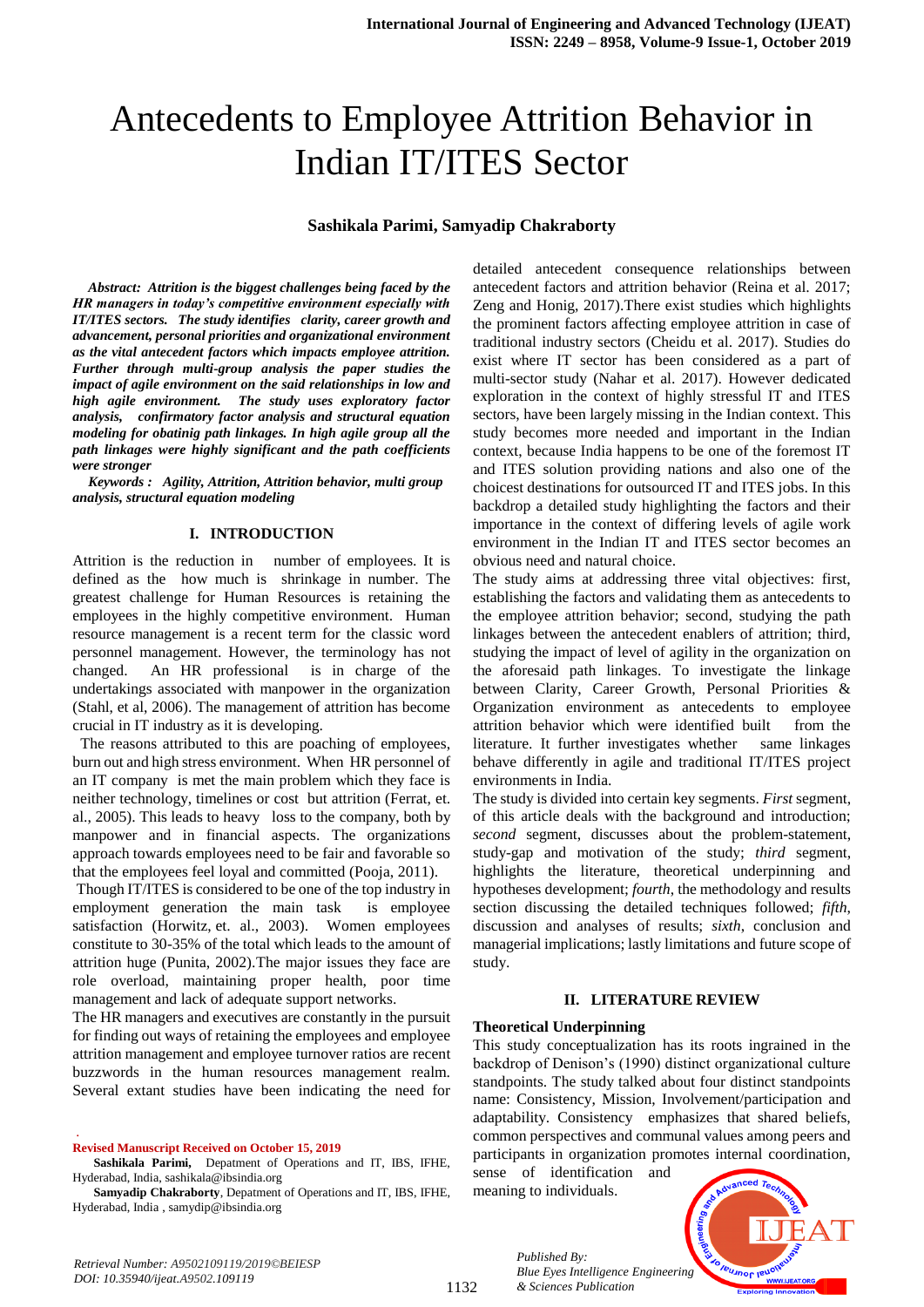# Antecedents to Employee Attrition Behavior in Indian IT/ITES Sector

**Sashikala Parimi, Samyadip Chakraborty**

***Abstract:** Attrition is the biggest challenges being faced by the HR managers in today's competitive environment especially with IT/ITES sectors. The study identifies clarity, career growth and advancement, personal priorities and organizational environment as the vital antecedent factors which impacts employee attrition. Further through multi-group analysis the paper studies the impact of agile environment on the said relationships in low and high agile environment. The study uses exploratory factor analysis, confirmatory factor analysis and structural equation modeling for obatinig path linkages. In high agile group all the path linkages were highly significant and the path coefficients were stronger*

***Keywords :** Agility, Attrition, Attrition behavior, multi group analysis, structural equation modeling*

## I. INTRODUCTION

Attrition is the reduction in number of employees. It is defined as the how much is shrinkage in number. The greatest challenge for Human Resources is retaining the employees in the highly competitive environment. Human resource management is a recent term for the classic word personnel management. However, the terminology has not changed. An HR professional is in charge of the undertakings associated with manpower in the organization (Stahl, et al, 2006). The management of attrition has become crucial in IT industry as it is developing.

The reasons attributed to this are poaching of employees, burn out and high stress environment. When HR personnel of an IT company is met the main problem which they face is neither technology, timelines or cost but attrition (Ferrat, et. al., 2005). This leads to heavy loss to the company, both by manpower and in financial aspects. The organizations approach towards employees need to be fair and favorable so that the employees feel loyal and committed (Pooja, 2011).

Though IT/ITES is considered to be one of the top industry in employment generation the main task is employee satisfaction (Horwitz, et. al., 2003). Women employees constitute to 30-35% of the total which leads to the amount of attrition huge (Punita, 2002).The major issues they face are role overload, maintaining proper health, poor time management and lack of adequate support networks.

The HR managers and executives are constantly in the pursuit for finding out ways of retaining the employees and employee attrition management and employee turnover ratios are recent buzzwords in the human resources management realm. Several extant studies have been indicating the need for detailed antecedent consequence relationships between antecedent factors and attrition behavior (Reina et al. 2017; Zeng and Honig, 2017).There exist studies which highlights the prominent factors affecting employee attrition in case of traditional industry sectors (Cheidu et al. 2017). Studies do exist where IT sector has been considered as a part of multi-sector study (Nahar et al. 2017). However dedicated exploration in the context of highly stressful IT and ITES sectors, have been largely missing in the Indian context. This study becomes more needed and important in the Indian context, because India happens to be one of the foremost IT and ITES solution providing nations and also one of the choicest destinations for outsourced IT and ITES jobs. In this backdrop a detailed study highlighting the factors and their importance in the context of differing levels of agile work environment in the Indian IT and ITES sector becomes an obvious need and natural choice.

The study aims at addressing three vital objectives: first, establishing the factors and validating them as antecedents to the employee attrition behavior; second, studying the path linkages between the antecedent enablers of attrition; third, studying the impact of level of agility in the organization on the aforesaid path linkages. To investigate the linkage between Clarity, Career Growth, Personal Priorities & Organization environment as antecedents to employee attrition behavior which were identified built from the literature. It further investigates whether same linkages behave differently in agile and traditional IT/ITES project environments in India.

The study is divided into certain key segments. *First* segment, of this article deals with the background and introduction; *second* segment, discusses about the problem-statement, study-gap and motivation of the study; *third* segment, highlights the literature, theoretical underpinning and hypotheses development; *fourth*, the methodology and results section discussing the detailed techniques followed; *fifth*, discussion and analyses of results; *sixth*, conclusion and managerial implications; lastly limitations and future scope of study.

## II. LITERATURE REVIEW

### Theoretical Underpinning

This study conceptualization has its roots ingrained in the backdrop of Denison's (1990) distinct organizational culture standpoints. The study talked about four distinct standpoints name: Consistency, Mission, Involvement/participation and adaptability. Consistency emphasizes that shared beliefs, common perspectives and communal values among peers and participants in organization promotes internal coordination, sense of identification and meaning to individuals.

**Revised Manuscript Received on October 15, 2019**

**Sashikala Parimi,** Depatment of Operations and IT, IBS, IFHE, Hyderabad, India, sashikala@ibsindia.org

**Samyadip Chakraborty**, Depatment of Operations and IT, IBS, IFHE, Hyderabad, India , samydip@ibsindia.org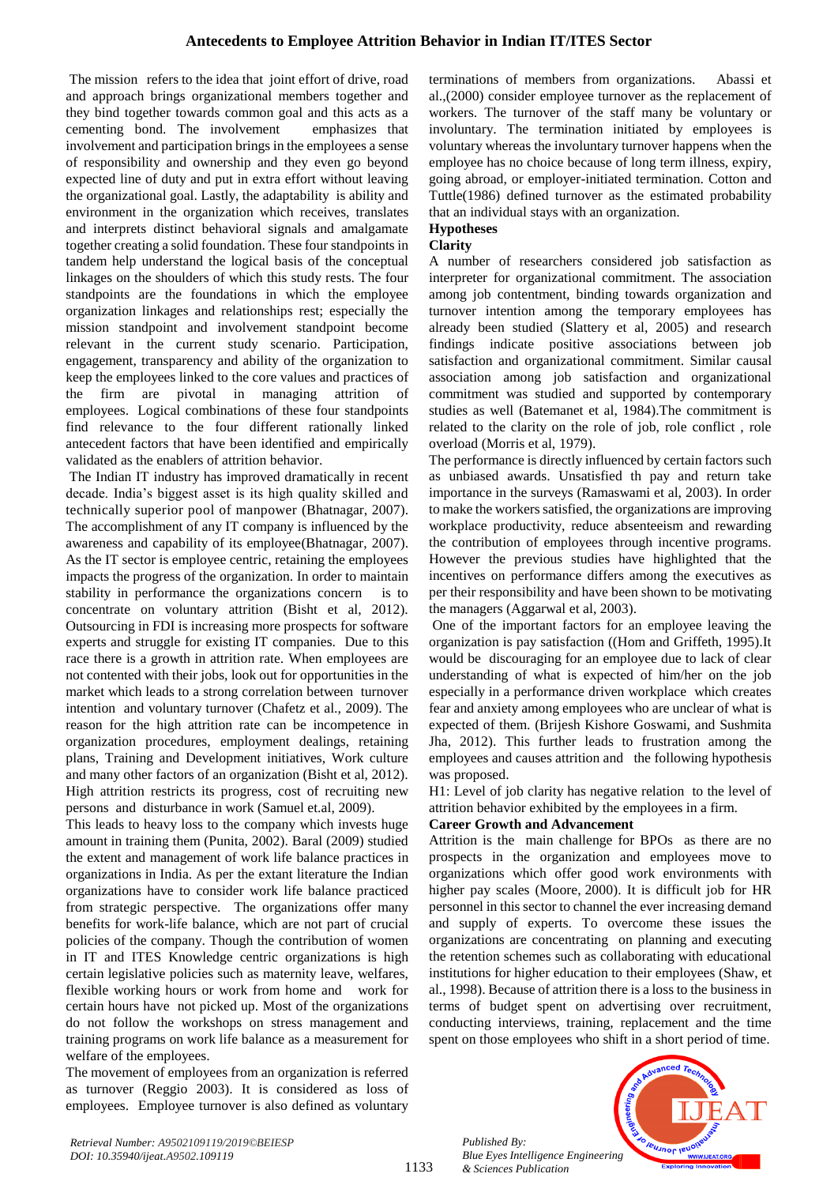The mission refers to the idea that joint effort of drive, road and approach brings organizational members together and they bind together towards common goal and this acts as a cementing bond. The involvement emphasizes that involvement and participation brings in the employees a sense of responsibility and ownership and they even go beyond expected line of duty and put in extra effort without leaving the organizational goal. Lastly, the adaptability is ability and environment in the organization which receives, translates and interprets distinct behavioral signals and amalgamate together creating a solid foundation. These four standpoints in tandem help understand the logical basis of the conceptual linkages on the shoulders of which this study rests. The four standpoints are the foundations in which the employee organization linkages and relationships rest; especially the mission standpoint and involvement standpoint become relevant in the current study scenario. Participation, engagement, transparency and ability of the organization to keep the employees linked to the core values and practices of the firm are pivotal in managing attrition of employees. Logical combinations of these four standpoints find relevance to the four different rationally linked antecedent factors that have been identified and empirically validated as the enablers of attrition behavior.

The Indian IT industry has improved dramatically in recent decade. India's biggest asset is its high quality skilled and technically superior pool of manpower (Bhatnagar, 2007). The accomplishment of any IT company is influenced by the awareness and capability of its employee(Bhatnagar, 2007). As the IT sector is employee centric, retaining the employees impacts the progress of the organization. In order to maintain stability in performance the organizations concern is to concentrate on voluntary attrition (Bisht et al, 2012). Outsourcing in FDI is increasing more prospects for software experts and struggle for existing IT companies. Due to this race there is a growth in attrition rate. When employees are not contented with their jobs, look out for opportunities in the market which leads to a strong correlation between turnover intention and voluntary turnover (Chafetz et al., 2009). The reason for the high attrition rate can be incompetence in organization procedures, employment dealings, retaining plans, Training and Development initiatives, Work culture and many other factors of an organization (Bisht et al, 2012). High attrition restricts its progress, cost of recruiting new persons and disturbance in work (Samuel et.al, 2009).

This leads to heavy loss to the company which invests huge amount in training them (Punita, 2002). Baral (2009) studied the extent and management of work life balance practices in organizations in India. As per the extant literature the Indian organizations have to consider work life balance practiced from strategic perspective. The organizations offer many benefits for work-life balance, which are not part of crucial policies of the company. Though the contribution of women in IT and ITES Knowledge centric organizations is high certain legislative policies such as maternity leave, welfares, flexible working hours or work from home and work for certain hours have not picked up. Most of the organizations do not follow the workshops on stress management and training programs on work life balance as a measurement for welfare of the employees.

The movement of employees from an organization is referred as turnover (Reggio 2003). It is considered as loss of employees. Employee turnover is also defined as voluntary terminations of members from organizations. Abassi et al.,(2000) consider employee turnover as the replacement of workers. The turnover of the staff many be voluntary or involuntary. The termination initiated by employees is voluntary whereas the involuntary turnover happens when the employee has no choice because of long term illness, expiry, going abroad, or employer-initiated termination. Cotton and Tuttle(1986) defined turnover as the estimated probability that an individual stays with an organization.

**Hypotheses**

**Clarity**

A number of researchers considered job satisfaction as interpreter for organizational commitment. The association among job contentment, binding towards organization and turnover intention among the temporary employees has already been studied (Slattery et al, 2005) and research findings indicate positive associations between job satisfaction and organizational commitment. Similar causal association among job satisfaction and organizational commitment was studied and supported by contemporary studies as well (Batemanet et al, 1984).The commitment is related to the clarity on the role of job, role conflict , role overload (Morris et al, 1979).

The performance is directly influenced by certain factors such as unbiased awards. Unsatisfied th pay and return take importance in the surveys (Ramaswami et al, 2003). In order to make the workers satisfied, the organizations are improving workplace productivity, reduce absenteeism and rewarding the contribution of employees through incentive programs. However the previous studies have highlighted that the incentives on performance differs among the executives as per their responsibility and have been shown to be motivating the managers (Aggarwal et al, 2003).

One of the important factors for an employee leaving the organization is pay satisfaction ((Hom and Griffeth, 1995).It would be discouraging for an employee due to lack of clear understanding of what is expected of him/her on the job especially in a performance driven workplace which creates fear and anxiety among employees who are unclear of what is expected of them. (Brijesh Kishore Goswami, and Sushmita Jha, 2012). This further leads to frustration among the employees and causes attrition and the following hypothesis was proposed.

H1: Level of job clarity has negative relation to the level of attrition behavior exhibited by the employees in a firm.

**Career Growth and Advancement**

Attrition is the main challenge for BPOs as there are no prospects in the organization and employees move to organizations which offer good work environments with higher pay scales (Moore, 2000). It is difficult job for HR personnel in this sector to channel the ever increasing demand and supply of experts. To overcome these issues the organizations are concentrating on planning and executing the retention schemes such as collaborating with educational institutions for higher education to their employees (Shaw, et al., 1998). Because of attrition there is a loss to the business in terms of budget spent on advertising over recruitment, conducting interviews, training, replacement and the time spent on those employees who shift in a short period of time.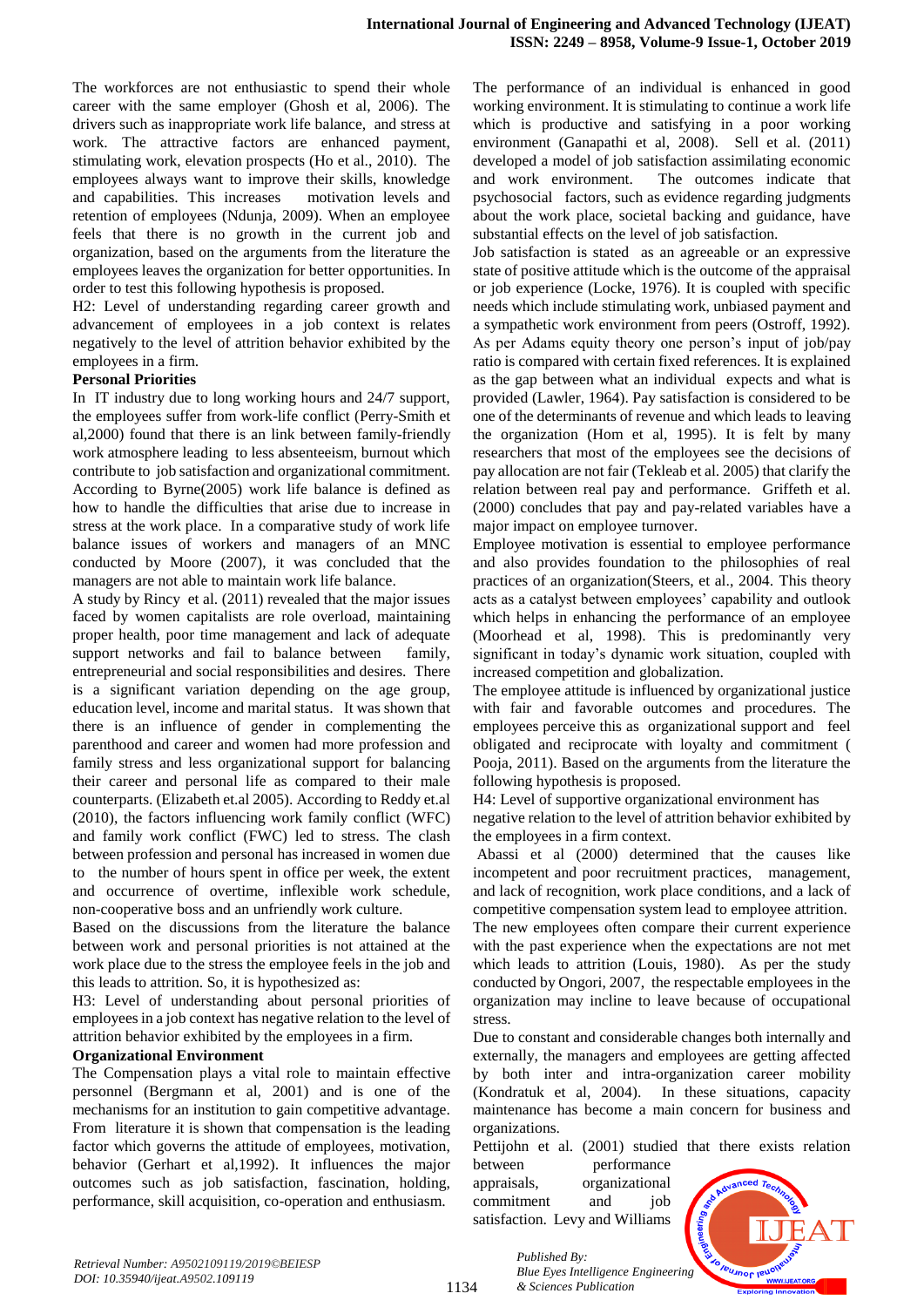The workforces are not enthusiastic to spend their whole career with the same employer (Ghosh et al, 2006). The drivers such as inappropriate work life balance, and stress at work. The attractive factors are enhanced payment, stimulating work, elevation prospects (Ho et al., 2010). The employees always want to improve their skills, knowledge and capabilities. This increases motivation levels and retention of employees (Ndunja, 2009). When an employee feels that there is no growth in the current job and organization, based on the arguments from the literature the employees leaves the organization for better opportunities. In order to test this following hypothesis is proposed.

H2: Level of understanding regarding career growth and advancement of employees in a job context is relates negatively to the level of attrition behavior exhibited by the employees in a firm.

**Personal Priorities**

In IT industry due to long working hours and 24/7 support, the employees suffer from work-life conflict (Perry-Smith et al,2000) found that there is an link between family-friendly work atmosphere leading to less absenteeism, burnout which contribute to job satisfaction and organizational commitment. According to Byrne(2005) work life balance is defined as how to handle the difficulties that arise due to increase in stress at the work place. In a comparative study of work life balance issues of workers and managers of an MNC conducted by Moore (2007), it was concluded that the managers are not able to maintain work life balance.

A study by Rincy et al. (2011) revealed that the major issues faced by women capitalists are role overload, maintaining proper health, poor time management and lack of adequate support networks and fail to balance between family, entrepreneurial and social responsibilities and desires. There is a significant variation depending on the age group, education level, income and marital status. It was shown that there is an influence of gender in complementing the parenthood and career and women had more profession and family stress and less organizational support for balancing their career and personal life as compared to their male counterparts. (Elizabeth et.al 2005). According to Reddy et.al (2010), the factors influencing work family conflict (WFC) and family work conflict (FWC) led to stress. The clash between profession and personal has increased in women due to the number of hours spent in office per week, the extent and occurrence of overtime, inflexible work schedule, non-cooperative boss and an unfriendly work culture.

Based on the discussions from the literature the balance between work and personal priorities is not attained at the work place due to the stress the employee feels in the job and this leads to attrition. So, it is hypothesized as:

H3: Level of understanding about personal priorities of employees in a job context has negative relation to the level of attrition behavior exhibited by the employees in a firm.

**Organizational Environment**

The Compensation plays a vital role to maintain effective personnel (Bergmann et al, 2001) and is one of the mechanisms for an institution to gain competitive advantage. From literature it is shown that compensation is the leading factor which governs the attitude of employees, motivation, behavior (Gerhart et al,1992). It influences the major outcomes such as job satisfaction, fascination, holding, performance, skill acquisition, co-operation and enthusiasm.

The performance of an individual is enhanced in good working environment. It is stimulating to continue a work life which is productive and satisfying in a poor working environment (Ganapathi et al, 2008). Sell et al. (2011) developed a model of job satisfaction assimilating economic and work environment. The outcomes indicate that psychosocial factors, such as evidence regarding judgments about the work place, societal backing and guidance, have substantial effects on the level of job satisfaction.

Job satisfaction is stated as an agreeable or an expressive state of positive attitude which is the outcome of the appraisal or job experience (Locke, 1976). It is coupled with specific needs which include stimulating work, unbiased payment and a sympathetic work environment from peers (Ostroff, 1992). As per Adams equity theory one person's input of job/pay ratio is compared with certain fixed references. It is explained as the gap between what an individual expects and what is provided (Lawler, 1964). Pay satisfaction is considered to be one of the determinants of revenue and which leads to leaving the organization (Hom et al, 1995). It is felt by many researchers that most of the employees see the decisions of pay allocation are not fair (Tekleab et al. 2005) that clarify the relation between real pay and performance. Griffeth et al. (2000) concludes that pay and pay-related variables have a major impact on employee turnover.

Employee motivation is essential to employee performance and also provides foundation to the philosophies of real practices of an organization(Steers, et al., 2004. This theory acts as a catalyst between employees' capability and outlook which helps in enhancing the performance of an employee (Moorhead et al, 1998). This is predominantly very significant in today's dynamic work situation, coupled with increased competition and globalization.

The employee attitude is influenced by organizational justice with fair and favorable outcomes and procedures. The employees perceive this as organizational support and feel obligated and reciprocate with loyalty and commitment ( Pooja, 2011). Based on the arguments from the literature the following hypothesis is proposed.

H4: Level of supportive organizational environment has negative relation to the level of attrition behavior exhibited by the employees in a firm context.

Abassi et al (2000) determined that the causes like incompetent and poor recruitment practices, management, and lack of recognition, work place conditions, and a lack of competitive compensation system lead to employee attrition. The new employees often compare their current experience with the past experience when the expectations are not met which leads to attrition (Louis, 1980). As per the study conducted by Ongori, 2007, the respectable employees in the organization may incline to leave because of occupational stress.

Due to constant and considerable changes both internally and externally, the managers and employees are getting affected by both inter and intra-organization career mobility (Kondratuk et al, 2004). In these situations, capacity maintenance has become a main concern for business and organizations.

Pettijohn et al. (2001) studied that there exists relation between performance appraisals, organizational commitment and job satisfaction. Levy and Williams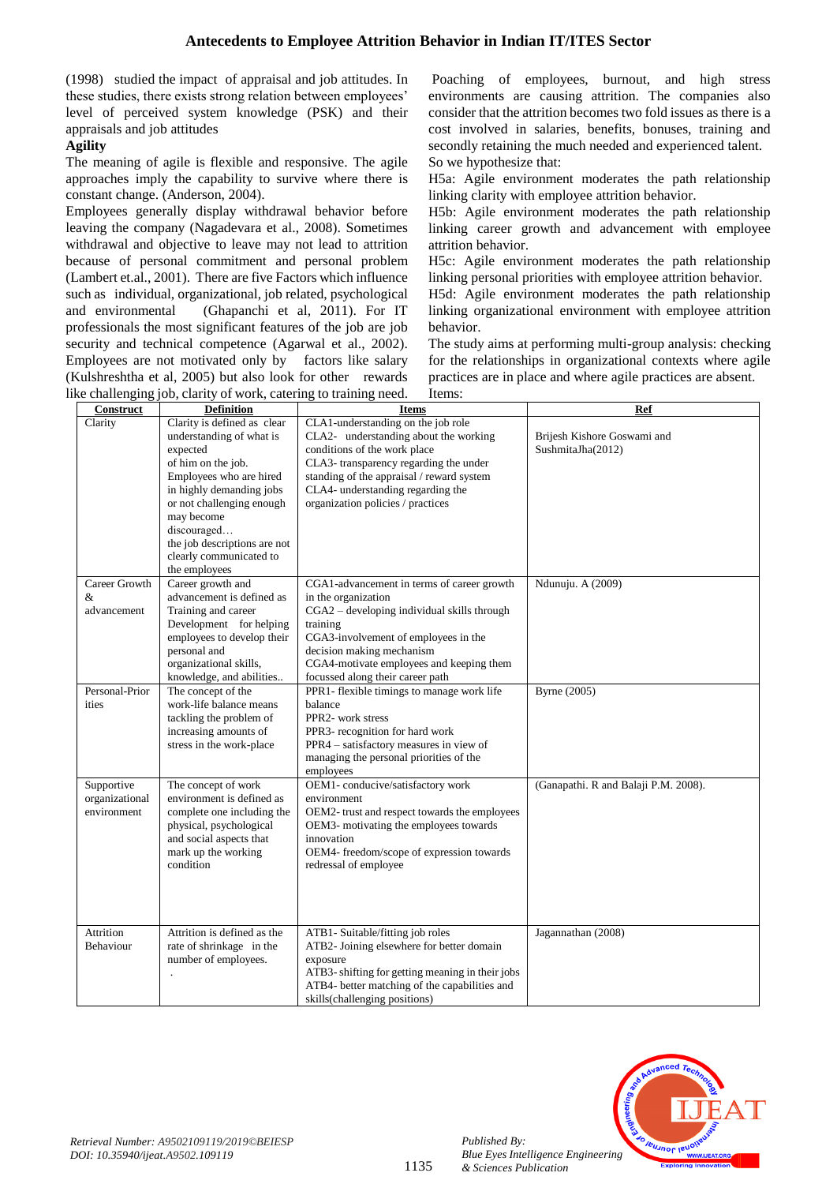(1998) studied the impact of appraisal and job attitudes. In these studies, there exists strong relation between employees' level of perceived system knowledge (PSK) and their appraisals and job attitudes

**Agility**

The meaning of agile is flexible and responsive. The agile approaches imply the capability to survive where there is constant change. (Anderson, 2004).

Employees generally display withdrawal behavior before leaving the company (Nagadevara et al., 2008). Sometimes withdrawal and objective to leave may not lead to attrition because of personal commitment and personal problem (Lambert et.al., 2001). There are five Factors which influence such as individual, organizational, job related, psychological and environmental (Ghapanchi et al, 2011). For IT professionals the most significant features of the job are job security and technical competence (Agarwal et al., 2002). Employees are not motivated only by factors like salary (Kulshreshtha et al, 2005) but also look for other rewards like challenging job, clarity of work, catering to training need. Poaching of employees, burnout, and high stress environments are causing attrition. The companies also consider that the attrition becomes two fold issues as there is a cost involved in salaries, benefits, bonuses, training and secondly retaining the much needed and experienced talent.

So we hypothesize that:

H5a: Agile environment moderates the path relationship linking clarity with employee attrition behavior.

H5b: Agile environment moderates the path relationship linking career growth and advancement with employee attrition behavior.

H5c: Agile environment moderates the path relationship linking personal priorities with employee attrition behavior.

H5d: Agile environment moderates the path relationship linking organizational environment with employee attrition behavior.

The study aims at performing multi-group analysis: checking for the relationships in organizational contexts where agile practices are in place and where agile practices are absent.

Items:

| Construct | Definition | Items | Ref |
|---|---|---|---|
| Clarity | Clarity is defined as clear understanding of what is expected of him on the job. Employees who are hired in highly demanding jobs or not challenging enough may become discouraged… the job descriptions are not clearly communicated to the employees | CLA1-understanding on the job role<br>CLA2- understanding about the working conditions of the work place<br>CLA3- transparency regarding the under standing of the appraisal / reward system<br>CLA4- understanding regarding the organization policies / practices | Brijesh Kishore Goswami and SushmitaJha(2012) |
| Career Growth & advancement | Career growth and advancement is defined as Training and career Development for helping employees to develop their personal and organizational skills, knowledge, and abilities.. | CGA1-advancement in terms of career growth in the organization<br>CGA2 – developing individual skills through training<br>CGA3-involvement of employees in the decision making mechanism<br>CGA4-motivate employees and keeping them focussed along their career path | Ndunuju. A (2009) |
| Personal-Priorities | The concept of the work-life balance means tackling the problem of increasing amounts of stress in the work-place | PPR1- flexible timings to manage work life balance<br>PPR2- work stress<br>PPR3- recognition for hard work<br>PPR4 – satisfactory measures in view of managing the personal priorities of the employees | Byrne (2005) |
| Supportive organizational environment | The concept of work environment is defined as complete one including the physical, psychological and social aspects that mark up the working condition | OEM1- conducive/satisfactory work environment<br>OEM2- trust and respect towards the employees<br>OEM3- motivating the employees towards innovation<br>OEM4- freedom/scope of expression towards redressal of employee | (Ganapathi. R and Balaji P.M. 2008). |
| Attrition Behaviour | Attrition is defined as the rate of shrinkage in the number of employees. . | ATB1- Suitable/fitting job roles<br>ATB2- Joining elsewhere for better domain exposure<br>ATB3- shifting for getting meaning in their jobs<br>ATB4- better matching of the capabilities and skills(challenging positions) | Jagannathan (2008) |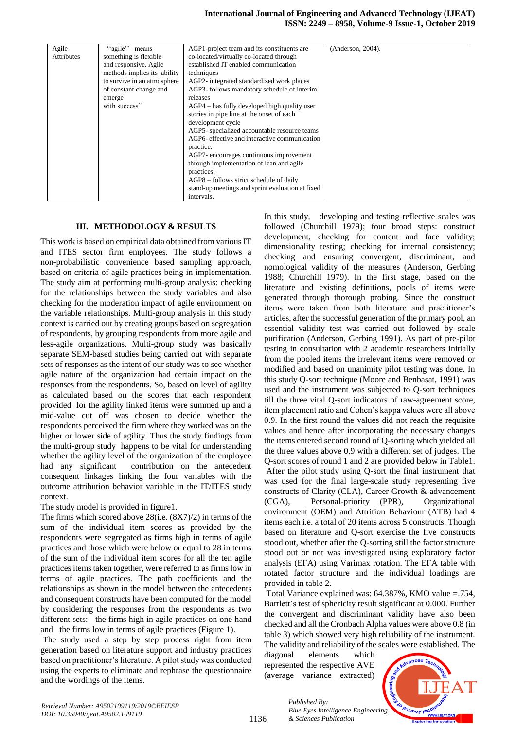| Agile Attributes | ''agile'' means something is flexible and responsive. Agile methods implies its ability to survive in an atmosphere of constant change and emerge with success'' | AGP1-project team and its constituents are co-located/virtually co-located through established IT enabled communication techniques<br>AGP2- integrated standardized work places<br>AGP3- follows mandatory schedule of interim releases<br>AGP4 – has fully developed high quality user stories in pipe line at the onset of each development cycle<br>AGP5- specialized accountable resource teams<br>AGP6- effective and interactive communication practice.<br>AGP7- encourages continuous improvement through implementation of lean and agile practices.<br>AGP8 – follows strict schedule of daily stand-up meetings and sprint evaluation at fixed intervals. | (Anderson, 2004). |
|---|---|---|---|

## III. METHODOLOGY & RESULTS

This work is based on empirical data obtained from various IT and ITES sector firm employees. The study follows a non-probabilistic convenience based sampling approach, based on criteria of agile practices being in implementation. The study aim at performing multi-group analysis: checking for the relationships between the study variables and also checking for the moderation impact of agile environment on the variable relationships. Multi-group analysis in this study context is carried out by creating groups based on segregation of respondents, by grouping respondents from more agile and less-agile organizations. Multi-group study was basically separate SEM-based studies being carried out with separate sets of responses as the intent of our study was to see whether agile nature of the organization had certain impact on the responses from the respondents. So, based on level of agility as calculated based on the scores that each respondent provided for the agility linked items were summed up and a mid-value cut off was chosen to decide whether the respondents perceived the firm where they worked was on the higher or lower side of agility. Thus the study findings from the multi-group study happens to be vital for understanding whether the agility level of the organization of the employee had any significant contribution on the antecedent consequent linkages linking the four variables with the outcome attribution behavior variable in the IT/ITES study context.

The study model is provided in figure1.

The firms which scored above 28(i.e. (8X7)/2) in terms of the sum of the individual item scores as provided by the respondents were segregated as firms high in terms of agile practices and those which were below or equal to 28 in terms of the sum of the individual item scores for all the ten agile practices items taken together, were referred to as firms low in terms of agile practices. The path coefficients and the relationships as shown in the model between the antecedents and consequent constructs have been computed for the model by considering the responses from the respondents as two different sets: the firms high in agile practices on one hand and the firms low in terms of agile practices (Figure 1).

The study used a step by step process right from item generation based on literature support and industry practices based on practitioner's literature. A pilot study was conducted using the experts to eliminate and rephrase the questionnaire and the wordings of the items.

In this study, developing and testing reflective scales was followed (Churchill 1979); four broad steps: construct development, checking for content and face validity; dimensionality testing; checking for internal consistency; checking and ensuring convergent, discriminant, and nomological validity of the measures (Anderson, Gerbing 1988; Churchill 1979). In the first stage, based on the literature and existing definitions, pools of items were generated through thorough probing. Since the construct items were taken from both literature and practitioner's articles, after the successful generation of the primary pool, an essential validity test was carried out followed by scale purification (Anderson, Gerbing 1991). As part of pre-pilot testing in consultation with 2 academic researchers initially from the pooled items the irrelevant items were removed or modified and based on unanimity pilot testing was done. In this study Q-sort technique (Moore and Benbasat, 1991) was used and the instrument was subjected to Q-sort techniques till the three vital Q-sort indicators of raw-agreement score, item placement ratio and Cohen's kappa values were all above 0.9. In the first round the values did not reach the requisite values and hence after incorporating the necessary changes the items entered second round of Q-sorting which yielded all the three values above 0.9 with a different set of judges. The Q-sort scores of round 1 and 2 are provided below in Table1.

After the pilot study using Q-sort the final instrument that was used for the final large-scale study representing five constructs of Clarity (CLA), Career Growth & advancement (CGA), Personal-priority (PPR), Organizational environment (OEM) and Attrition Behaviour (ATB) had 4 items each i.e. a total of 20 items across 5 constructs. Though based on literature and Q-sort exercise the five constructs stood out, whether after the Q-sorting still the factor structure stood out or not was investigated using exploratory factor analysis (EFA) using Varimax rotation. The EFA table with rotated factor structure and the individual loadings are provided in table 2.

Total Variance explained was: 64.387%, KMO value =.754, Bartlett's test of sphericity result significant at 0.000. Further the convergent and discriminant validity have also been checked and all the Cronbach Alpha values were above 0.8 (in table 3) which showed very high reliability of the instrument. The validity and reliability of the scales were established. The diagonal elements which represented the respective AVE (average variance extracted)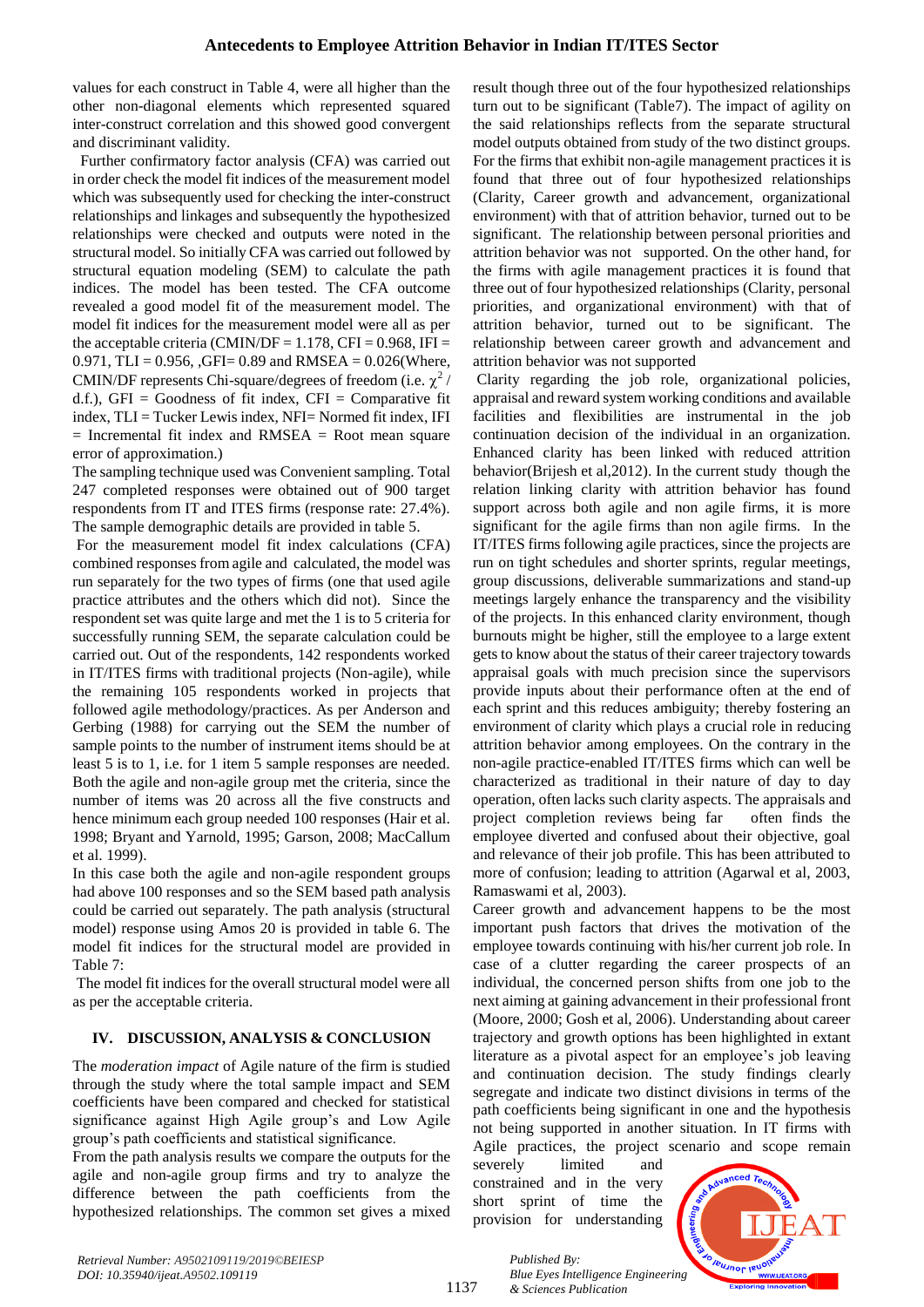values for each construct in Table 4, were all higher than the other non-diagonal elements which represented squared inter-construct correlation and this showed good convergent and discriminant validity.

Further confirmatory factor analysis (CFA) was carried out in order check the model fit indices of the measurement model which was subsequently used for checking the inter-construct relationships and linkages and subsequently the hypothesized relationships were checked and outputs were noted in the structural model. So initially CFA was carried out followed by structural equation modeling (SEM) to calculate the path indices. The model has been tested. The CFA outcome revealed a good model fit of the measurement model. The model fit indices for the measurement model were all as per the acceptable criteria (CMIN/DF = 1.178, CFI = 0.968, IFI = 0.971, TLI = 0.956, ,GFI= 0.89 and RMSEA = 0.026(Where, CMIN/DF represents Chi-square/degrees of freedom (i.e. $\chi^2$ / d.f.), GFI = Goodness of fit index, CFI = Comparative fit index, TLI = Tucker Lewis index, NFI= Normed fit index, IFI = Incremental fit index and RMSEA = Root mean square error of approximation.)

The sampling technique used was Convenient sampling. Total 247 completed responses were obtained out of 900 target respondents from IT and ITES firms (response rate: 27.4%). The sample demographic details are provided in table 5.

For the measurement model fit index calculations (CFA) combined responses from agile and calculated, the model was run separately for the two types of firms (one that used agile practice attributes and the others which did not). Since the respondent set was quite large and met the 1 is to 5 criteria for successfully running SEM, the separate calculation could be carried out. Out of the respondents, 142 respondents worked in IT/ITES firms with traditional projects (Non-agile), while the remaining 105 respondents worked in projects that followed agile methodology/practices. As per Anderson and Gerbing (1988) for carrying out the SEM the number of sample points to the number of instrument items should be at least 5 is to 1, i.e. for 1 item 5 sample responses are needed. Both the agile and non-agile group met the criteria, since the number of items was 20 across all the five constructs and hence minimum each group needed 100 responses (Hair et al. 1998; Bryant and Yarnold, 1995; Garson, 2008; MacCallum et al. 1999).

In this case both the agile and non-agile respondent groups had above 100 responses and so the SEM based path analysis could be carried out separately. The path analysis (structural model) response using Amos 20 is provided in table 6. The model fit indices for the structural model are provided in Table 7:

The model fit indices for the overall structural model were all as per the acceptable criteria.

## IV. DISCUSSION, ANALYSIS & CONCLUSION

The *moderation impact* of Agile nature of the firm is studied through the study where the total sample impact and SEM coefficients have been compared and checked for statistical significance against High Agile group's and Low Agile group's path coefficients and statistical significance.

From the path analysis results we compare the outputs for the agile and non-agile group firms and try to analyze the difference between the path coefficients from the hypothesized relationships. The common set gives a mixed result though three out of the four hypothesized relationships turn out to be significant (Table7). The impact of agility on the said relationships reflects from the separate structural model outputs obtained from study of the two distinct groups. For the firms that exhibit non-agile management practices it is found that three out of four hypothesized relationships (Clarity, Career growth and advancement, organizational environment) with that of attrition behavior, turned out to be significant. The relationship between personal priorities and attrition behavior was not supported. On the other hand, for the firms with agile management practices it is found that three out of four hypothesized relationships (Clarity, personal priorities, and organizational environment) with that of attrition behavior, turned out to be significant. The relationship between career growth and advancement and attrition behavior was not supported

Clarity regarding the job role, organizational policies, appraisal and reward system working conditions and available facilities and flexibilities are instrumental in the job continuation decision of the individual in an organization. Enhanced clarity has been linked with reduced attrition behavior(Brijesh et al,2012). In the current study though the relation linking clarity with attrition behavior has found support across both agile and non agile firms, it is more significant for the agile firms than non agile firms. In the IT/ITES firms following agile practices, since the projects are run on tight schedules and shorter sprints, regular meetings, group discussions, deliverable summarizations and stand-up meetings largely enhance the transparency and the visibility of the projects. In this enhanced clarity environment, though burnouts might be higher, still the employee to a large extent gets to know about the status of their career trajectory towards appraisal goals with much precision since the supervisors provide inputs about their performance often at the end of each sprint and this reduces ambiguity; thereby fostering an environment of clarity which plays a crucial role in reducing attrition behavior among employees. On the contrary in the non-agile practice-enabled IT/ITES firms which can well be characterized as traditional in their nature of day to day operation, often lacks such clarity aspects. The appraisals and project completion reviews being far often finds the employee diverted and confused about their objective, goal and relevance of their job profile. This has been attributed to more of confusion; leading to attrition (Agarwal et al, 2003, Ramaswami et al, 2003).

Career growth and advancement happens to be the most important push factors that drives the motivation of the employee towards continuing with his/her current job role. In case of a clutter regarding the career prospects of an individual, the concerned person shifts from one job to the next aiming at gaining advancement in their professional front (Moore, 2000; Gosh et al, 2006). Understanding about career trajectory and growth options has been highlighted in extant literature as a pivotal aspect for an employee's job leaving and continuation decision. The study findings clearly segregate and indicate two distinct divisions in terms of the path coefficients being significant in one and the hypothesis not being supported in another situation. In IT firms with Agile practices, the project scenario and scope remain severely limited and constrained and in the very short sprint of time the provision for understanding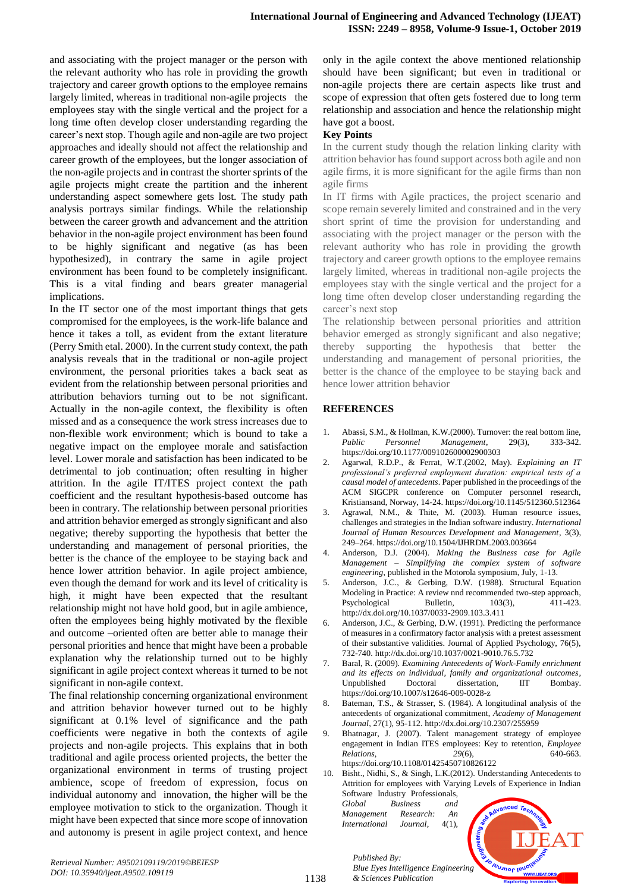and associating with the project manager or the person with the relevant authority who has role in providing the growth trajectory and career growth options to the employee remains largely limited, whereas in traditional non-agile projects the employees stay with the single vertical and the project for a long time often develop closer understanding regarding the career's next stop. Though agile and non-agile are two project approaches and ideally should not affect the relationship and career growth of the employees, but the longer association of the non-agile projects and in contrast the shorter sprints of the agile projects might create the partition and the inherent understanding aspect somewhere gets lost. The study path analysis portrays similar findings. While the relationship between the career growth and advancement and the attrition behavior in the non-agile project environment has been found to be highly significant and negative (as has been hypothesized), in contrary the same in agile project environment has been found to be completely insignificant. This is a vital finding and bears greater managerial implications.

In the IT sector one of the most important things that gets compromised for the employees, is the work-life balance and hence it takes a toll, as evident from the extant literature (Perry Smith etal. 2000). In the current study context, the path analysis reveals that in the traditional or non-agile project environment, the personal priorities takes a back seat as evident from the relationship between personal priorities and attribution behaviors turning out to be not significant. Actually in the non-agile context, the flexibility is often missed and as a consequence the work stress increases due to non-flexible work environment; which is bound to take a negative impact on the employee morale and satisfaction level. Lower morale and satisfaction has been indicated to be detrimental to job continuation; often resulting in higher attrition. In the agile IT/ITES project context the path coefficient and the resultant hypothesis-based outcome has been in contrary. The relationship between personal priorities and attrition behavior emerged as strongly significant and also negative; thereby supporting the hypothesis that better the understanding and management of personal priorities, the better is the chance of the employee to be staying back and hence lower attrition behavior. In agile project ambience, even though the demand for work and its level of criticality is high, it might have been expected that the resultant relationship might not have hold good, but in agile ambience, often the employees being highly motivated by the flexible and outcome –oriented often are better able to manage their personal priorities and hence that might have been a probable explanation why the relationship turned out to be highly significant in agile project context whereas it turned to be not significant in non-agile context.

The final relationship concerning organizational environment and attrition behavior however turned out to be highly significant at 0.1% level of significance and the path coefficients were negative in both the contexts of agile projects and non-agile projects. This explains that in both traditional and agile process oriented projects, the better the organizational environment in terms of trusting project ambience, scope of freedom of expression, focus on individual autonomy and innovation, the higher will be the employee motivation to stick to the organization. Though it might have been expected that since more scope of innovation and autonomy is present in agile project context, and hence only in the agile context the above mentioned relationship should have been significant; but even in traditional or non-agile projects there are certain aspects like trust and scope of expression that often gets fostered due to long term relationship and association and hence the relationship might have got a boost.

**Key Points**

In the current study though the relation linking clarity with attrition behavior has found support across both agile and non agile firms, it is more significant for the agile firms than non agile firms

In IT firms with Agile practices, the project scenario and scope remain severely limited and constrained and in the very short sprint of time the provision for understanding and associating with the project manager or the person with the relevant authority who has role in providing the growth trajectory and career growth options to the employee remains largely limited, whereas in traditional non-agile projects the employees stay with the single vertical and the project for a long time often develop closer understanding regarding the career's next stop

The relationship between personal priorities and attrition behavior emerged as strongly significant and also negative; thereby supporting the hypothesis that better the understanding and management of personal priorities, the better is the chance of the employee to be staying back and hence lower attrition behavior

## REFERENCES

1. Abassi, S.M., & Hollman, K.W.(2000). Turnover: the real bottom line, *Public Personnel Management*, 29(3), 333-342. https://doi.org/10.1177/009102600002900303
2. Agarwal, R.D.P., & Ferrat, W.T.(2002, May). *Explaining an IT professional's preferred employment duration: empirical tests of a causal model of antecedents*. Paper published in the proceedings of the ACM SIGCPR conference on Computer personnel research, Kristiansand, Norway, 14-24. https://doi.org/10.1145/512360.512364
3. Agrawal, N.M., & Thite, M. (2003). Human resource issues, challenges and strategies in the Indian software industry. *International Journal of Human Resources Development and Management*, 3(3), 249–264. https://doi.org/10.1504/IJHRDM.2003.003664
4. Anderson, D.J. (2004). *Making the Business case for Agile Management – Simplifying the complex system of software engineering*, published in the Motorola symposium, July, 1-13.
5. Anderson, J.C., & Gerbing, D.W. (1988). Structural Equation Modeling in Practice: A review nnd recommended two-step approach, Psychological Bulletin, 103(3), 411-423. http://dx.doi.org/10.1037/0033-2909.103.3.411
6. Anderson, J.C., & Gerbing, D.W. (1991). Predicting the performance of measures in a confirmatory factor analysis with a pretest assessment of their substantive validities. Journal of Applied Psychology, 76(5), 732-740. http://dx.doi.org/10.1037/0021-9010.76.5.732
7. Baral, R. (2009). *Examining Antecedents of Work-Family enrichment and its effects on individual, family and organizational outcomes*, Unpublished Doctoral dissertation, IIT Bombay. https://doi.org/10.1007/s12646-009-0028-z
8. Bateman, T.S., & Strasser, S. (1984). A longitudinal analysis of the antecedents of organizational commitment, *Academy of Management Journal*, 27(1), 95-112. http://dx.doi.org/10.2307/255959
9. Bhatnagar, J. (2007). Talent management strategy of employee engagement in Indian ITES employees: Key to retention, *Employee Relations*, *29*(6), 640-663. https://doi.org/10.1108/01425450710826122
10. Bisht., Nidhi, S., & Singh, L.K.(2012). Understanding Antecedents to Attrition for employees with Varying Levels of Experience in Indian Software Industry Professionals, *Global Business and Management Research: An International Journal*, 4(1),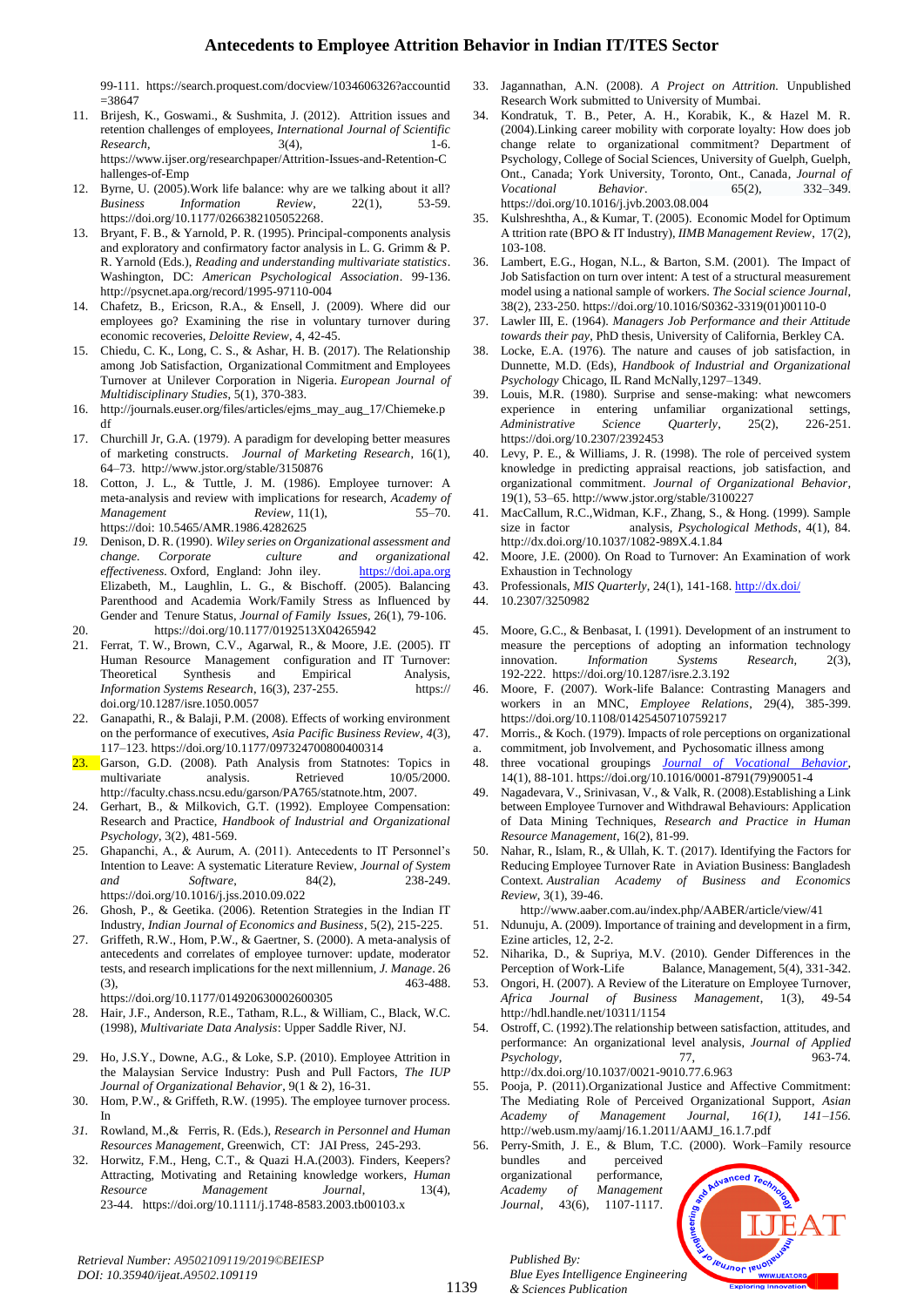99-111. https://search.proquest.com/docview/1034606326?accountid =38647

11. Brijesh, K., Goswami., & Sushmita, J. (2012). Attrition issues and retention challenges of employees, *International Journal of Scientific Research*, 3(4), 1-6. https://www.ijser.org/researchpaper/Attrition-Issues-and-Retention-Challenges-of-Emp
12. Byrne, U. (2005).Work life balance: why are we talking about it all? *Business Information Review*, 22(1), 53-59. https://doi.org/10.1177/0266382105052268.
13. Bryant, F. B., & Yarnold, P. R. (1995). Principal-components analysis and exploratory and confirmatory factor analysis in L. G. Grimm & P. R. Yarnold (Eds.), *Reading and understanding multivariate statistics*. Washington, DC: *American Psychological Association*. 99-136. http://psycnet.apa.org/record/1995-97110-004
14. Chafetz, B., Ericson, R.A., & Ensell, J. (2009). Where did our employees go? Examining the rise in voluntary turnover during economic recoveries, *Deloitte Review*, 4, 42-45.
15. Chiedu, C. K., Long, C. S., & Ashar, H. B. (2017). The Relationship among Job Satisfaction, Organizational Commitment and Employees Turnover at Unilever Corporation in Nigeria. *European Journal of Multidisciplinary Studies*, 5(1), 370-383.
16. http://journals.euser.org/files/articles/ejms_may_aug_17/Chiemeke.pdf
17. Churchill Jr, G.A. (1979). A paradigm for developing better measures of marketing constructs. *Journal of Marketing Research*, 16(1), 64–73. http://www.jstor.org/stable/3150876
18. Cotton, J. L., & Tuttle, J. M. (1986). Employee turnover: A meta-analysis and review with implications for research, *Academy of Management Review*, 11(1), 55–70. https://doi: 10.5465/AMR.1986.4282625
19. Denison, D. R. (1990). *Wiley series on Organizational assessment and change. Corporate culture and organizational effectiveness*. Oxford, England: John iley. https://doi.apa.org Elizabeth, M., Laughlin, L. G., & Bischoff. (2005). Balancing Parenthood and Academia Work/Family Stress as Influenced by Gender and Tenure Status, *Journal of Family Issues*, 26(1), 79-106.
20. https://doi.org/10.1177/0192513X04265942
21. Ferrat, T. W., Brown, C.V., Agarwal, R., & Moore, J.E. (2005). IT Human Resource Management configuration and IT Turnover: Theoretical Synthesis and Empirical Analysis, *Information Systems Research*, 16(3), 237-255. https:// doi.org/10.1287/isre.1050.0057
22. Ganapathi, R., & Balaji, P.M. (2008). Effects of working environment on the performance of executives, *Asia Pacific Business Review*, *4*(3), 117–123. https://doi.org/10.1177/097324700800400314
23. Garson, G.D. (2008). Path Analysis from Statnotes: Topics in multivariate analysis. Retrieved 10/05/2000. http://faculty.chass.ncsu.edu/garson/PA765/statnote.htm, 2007.
24. Gerhart, B., & Milkovich, G.T. (1992). Employee Compensation: Research and Practice, *Handbook of Industrial and Organizational Psychology*, 3(2), 481-569.
25. Ghapanchi, A., & Aurum, A. (2011). Antecedents to IT Personnel's Intention to Leave: A systematic Literature Review, *Journal of System and Software*, 84(2), 238-249. https://doi.org/10.1016/j.jss.2010.09.022
26. Ghosh, P., & Geetika. (2006). Retention Strategies in the Indian IT Industry, *Indian Journal of Economics and Business*, 5(2), 215-225.
27. Griffeth, R.W., Hom, P.W., & Gaertner, S. (2000). A meta-analysis of antecedents and correlates of employee turnover: update, moderator tests, and research implications for the next millennium, *J. Manage*. 26 (3), 463-488. https://doi.org/10.1177/014920630002600305
28. Hair, J.F., Anderson, R.E., Tatham, R.L., & William, C., Black, W.C. (1998), *Multivariate Data Analysis*: Upper Saddle River, NJ.
29. Ho, J.S.Y., Downe, A.G., & Loke, S.P. (2010). Employee Attrition in the Malaysian Service Industry: Push and Pull Factors, *The IUP Journal of Organizational Behavior*, 9(1 & 2), 16-31.
30. Hom, P.W.,& Griffeth, R.W. (1995). The employee turnover process. In
31. Rowland, M.,& Ferris, R. (Eds.), *Research in Personnel and Human Resources Management*, Greenwich, CT: JAI Press, 245-293.
32. Horwitz, F.M., Heng, C.T., & Quazi H.A.(2003). Finders, Keepers? Attracting, Motivating and Retaining knowledge workers, *Human Resource Management Journal*, 13(4), 23-44. https://doi.org/10.1111/j.1748-8583.2003.tb00103.x
33. Jagannathan, A.N. (2008). *A Project on Attrition*. Unpublished Research Work submitted to University of Mumbai.
34. Kondratuk, T. B., Peter, A. H., Korabik, K., & Hazel M. R. (2004).Linking career mobility with corporate loyalty: How does job change relate to organizational commitment? Department of Psychology, College of Social Sciences, University of Guelph, Guelph, Ont., Canada; York University, Toronto, Ont., Canada, *Journal of Vocational Behavior*. 65(2), 332–349. https://doi.org/10.1016/j.jvb.2003.08.004
35. Kulshreshtha, A., & Kumar, T. (2005). Economic Model for Optimum A ttrition rate (BPO & IT Industry), *IIMB Management Review*, 17(2), 103-108.
36. Lambert, E.G., Hogan, N.L., & Barton, S.M. (2001). The Impact of Job Satisfaction on turn over intent: A test of a structural measurement model using a national sample of workers. *The Social science Journal*, 38(2), 233-250. https://doi.org/10.1016/S0362-3319(01)00110-0
37. Lawler III, E. (1964). *Managers Job Performance and their Attitude towards their pay*, PhD thesis, University of California, Berkley CA.
38. Locke, E.A. (1976). The nature and causes of job satisfaction, in Dunnette, M.D. (Eds), *Handbook of Industrial and Organizational Psychology* Chicago, IL Rand McNally,1297–1349.
39. Louis, M.R. (1980). Surprise and sense-making: what newcomers experience in entering unfamiliar organizational settings, *Administrative Science Quarterly*, 25(2), 226-251. https://doi.org/10.2307/2392453
40. Levy, P. E., & Williams, J. R. (1998). The role of perceived system knowledge in predicting appraisal reactions, job satisfaction, and organizational commitment. *Journal of Organizational Behavior*, 19(1), 53–65. http://www.jstor.org/stable/3100227
41. MacCallum, R.C.,Widman, K.F., Zhang, S., & Hong. (1999). Sample size in factor analysis, *Psychological Methods*, 4(1), 84. http://dx.doi.org/10.1037/1082-989X.4.1.84
42. Moore, J.E. (2000). On Road to Turnover: An Examination of work Exhaustion in Technology
43. Professionals, *MIS Quarterly*, 24(1), 141-168. http://dx.doi/
44. 10.2307/3250982
45. Moore, G.C., & Benbasat, I. (1991). Development of an instrument to measure the perceptions of adopting an information technology innovation. *Information Systems Research*, 2(3), 192-222. https://doi.org/10.1287/isre.2.3.192
46. Moore, F. (2007). Work-life Balance: Contrasting Managers and workers in an MNC, *Employee Relations*, 29(4), 385-399. https://doi.org/10.1108/01425450710759217
47. Morris., & Koch. (1979). Impacts of role perceptions on organizational
a. commitment, job Involvement, and Pychosomatic illness among
48. three vocational groupings *Journal of Vocational Behavior*, 14(1), 88-101. https://doi.org/10.1016/0001-8791(79)90051-4
49. Nagadevara, V., Srinivasan, V., & Valk, R. (2008).Establishing a Link between Employee Turnover and Withdrawal Behaviours: Application of Data Mining Techniques, *Research and Practice in Human Resource Management*, 16(2), 81-99.
50. Nahar, R., Islam, R., & Ullah, K. T. (2017). Identifying the Factors for Reducing Employee Turnover Rate in Aviation Business: Bangladesh Context. *Australian Academy of Business and Economics Review*, 3(1), 39-46.

    http://www.aaber.com.au/index.php/AABER/article/view/41
51. Ndunuju, A. (2009). Importance of training and development in a firm, Ezine articles, 12, 2-2.
52. Niharika, D., & Supriya, M.V. (2010). Gender Differences in the Perception of Work-Life Balance, Management, 5(4), 331-342.
53. Ongori, H. (2007). A Review of the Literature on Employee Turnover, *Africa Journal of Business Management*, 1(3), 49-54 http://hdl.handle.net/10311/1154
54. Ostroff, C. (1992).The relationship between satisfaction, attitudes, and performance: An organizational level analysis, *Journal of Applied Psychology*, 77, 963-74. http://dx.doi.org/10.1037/0021-9010.77.6.963
55. Pooja, P. (2011).Organizational Justice and Affective Commitment: The Mediating Role of Perceived Organizational Support, *Asian Academy of Management Journal, 16(1), 141–156.* http://web.usm.my/aamj/16.1.2011/AAMJ_16.1.7.pdf
56. Perry-Smith, J. E., & Blum, T.C. (2000). Work–Family resource bundles and perceived organizational performance, *Academy of Management Journal*, 43(6), 1107-1117.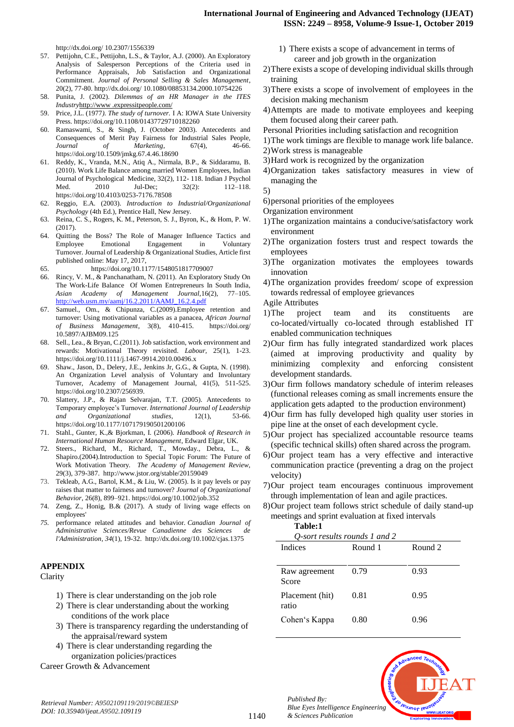http://dx.doi.org/ 10.2307/1556339

57. Pettijohn, C.E., Pettijohn, L.S., & Taylor, A.J. (2000). An Exploratory Analysis of Salesperson Perceptions of the Criteria used in Performance Appraisals, Job Satisfaction and Organizational Commitment. *Journal of Personal Selling & Sales Management*, 20(2), 77-80. http://dx.doi.org/ 10.1080/08853134.2000.10754226
58. Punita, J. (2002). *Dilemmas of an HR Manager in the ITES Industry*http://www .expressitpeople.com/
59. Price, J.L. (1977*). The study of turnover.* I A: IOWA State University Press. https://doi.org/10.1108/01437729710182260
60. Ramaswami, S., & Singh, J. (October 2003). Antecedents and Consequences of Merit Pay Fairness for Industrial Sales People, *Journal of Marketing*, 67(4), 46-66. https://doi.org/10.1509/jmkg.67.4.46.18690
61. Reddy, K., Vranda, M.N., Atiq A., Nirmala, B.P., & Siddaramu, B. (2010). Work Life Balance among married Women Employees, Indian Journal of Psychological Medicine, 32(2), 112- 118. Indian J Psychol Med. 2010 Jul-Dec; 32(2): 112–118. https://doi.org/10.4103/0253-7176.78508
62. Reggio, E.A. (2003). *Introduction to Industrial/Organizational Psychology* (4th Ed.), Prentice Hall, New Jersey.
63. Reina, C. S., Rogers, K. M., Peterson, S. J., Byron, K., & Hom, P. W. (2017).
64. Quitting the Boss? The Role of Manager Influence Tactics and Employee Emotional Engagement in Voluntary Turnover. Journal of Leadership & Organizational Studies, Article first published online: May 17, 2017,
65. https://doi.org/10.1177/1548051817709007
66. Rincy, V. M., & Panchanatham, N. (2011). An Exploratory Study On The Work-Life Balance Of Women Entrepreneurs In South India, *Asian Academy of Management Journal*,16(2), 77–105. http://web.usm.my/aamj/16.2.2011/AAMJ_16.2.4.pdf
67. Samuel., Om., & Chipunza, C.(2009).Employee retention and turnover: Using motivational variables as a panacea, *African Journal of Business Management*, 3(8), 410-415. https://doi.org/ 10.5897/AJBM09.125
68. Sell., Lea., & Bryan, C.(2011). Job satisfaction, work environment and rewards: Motivational Theory revisited. *Labour*, 25(1), 1-23. https://doi.org/10.1111/j.1467-9914.2010.00496.x
69. Shaw., Jason, D., Delery, J.E., Jenkins Jr, G.G., & Gupta, N. (1998). An Organization Level analysis of Voluntary and Involuntary Turnover, Academy of Management Journal, 41(5), 511-525. https://doi.org/10.2307/256939.
70. Slattery, J.P., & Rajan Selvarajan, T.T. (2005). Antecedents to Temporary employee's Turnover. *International Journal of Leadership and Organizational studies*, 12(1), 53-66. https://doi.org/10.1177/107179190501200106
71. Stahl., Gunter, K.,& Bjorkman, I. (2006). *Handbook of Research in International Human Resource Management*, Edward Elgar, UK.
72. Steers., Richard, M., Richard, T., Mowday., Debra, L., & Shapiro.(2004).Introduction to Special Topic Forum: The Future of Work Motivation Theory. *The Academy of Management Review*, 29(3), 379-387. http://www.jstor.org/stable/20159049
73. Tekleab, A.G., Bartol, K.M., & Liu, W. (2005). Is it pay levels or pay raises that matter to fairness and turnover? *Journal of Organizational Behavior*, 26(8), 899–921. https://doi.org/10.1002/job.352
74. Zeng, Z., Honig, B.& (2017). A study of living wage effects on employees'
75. performance related attitudes and behavior. *Canadian Journal of Administrative Sciences/Revue Canadienne des Sciences de l'Administration*, *34*(1), 19-32. http://dx.doi.org/10.1002/cjas.1375

## APPENDIX

Clarity

1) There is clear understanding on the job role
2) There is clear understanding about the working conditions of the work place
3) There is transparency regarding the understanding of the appraisal/reward system
4) There is clear understanding regarding the organization policies/practices

Career Growth & Advancement

1) There exists a scope of advancement in terms of career and job growth in the organization
2) There exists a scope of developing individual skills through training
3) There exists a scope of involvement of employees in the decision making mechanism
4) Attempts are made to motivate employees and keeping them focused along their career path.

Personal Priorities including satisfaction and recognition

1) The work timings are flexible to manage work life balance.
2) Work stress is manageable
3) Hard work is recognized by the organization
4) Organization takes satisfactory measures in view of managing the
5) 
6) personal priorities of the employees

Organization environment

1) The organization maintains a conducive/satisfactory work environment
2) The organization fosters trust and respect towards the employees
3) The organization motivates the employees towards innovation
4) The organization provides freedom/ scope of expression towards redressal of employee grievances

Agile Attributes

1) The project team and its constituents are co-located/virtually co-located through established IT enabled communication techniques
2) Our firm has fully integrated standardized work places (aimed at improving productivity and quality by minimizing complexity and enforcing consistent development standards.
3) Our firm follows mandatory schedule of interim releases (functional releases coming as small increments ensure the application gets adapted to the production environment)
4) Our firm has fully developed high quality user stories in pipe line at the onset of each development cycle.
5) Our project has specialized accountable resource teams (specific technical skills) often shared across the program.
6) Our project team has a very effective and interactive communication practice (preventing a drag on the project velocity)
7) Our project team encourages continuous improvement through implementation of lean and agile practices.
8) Our project team follows strict schedule of daily stand-up meetings and sprint evaluation at fixed intervals

**Table:1**

*Q-sort results rounds 1 and 2*

| Indices | Round 1 | Round 2 |
|---|---|---|
| Raw agreement Score | 0.79 | 0.93 |
| Placement (hit) ratio | 0.81 | 0.95 |
| Cohen's Kappa | 0.80 | 0.96 |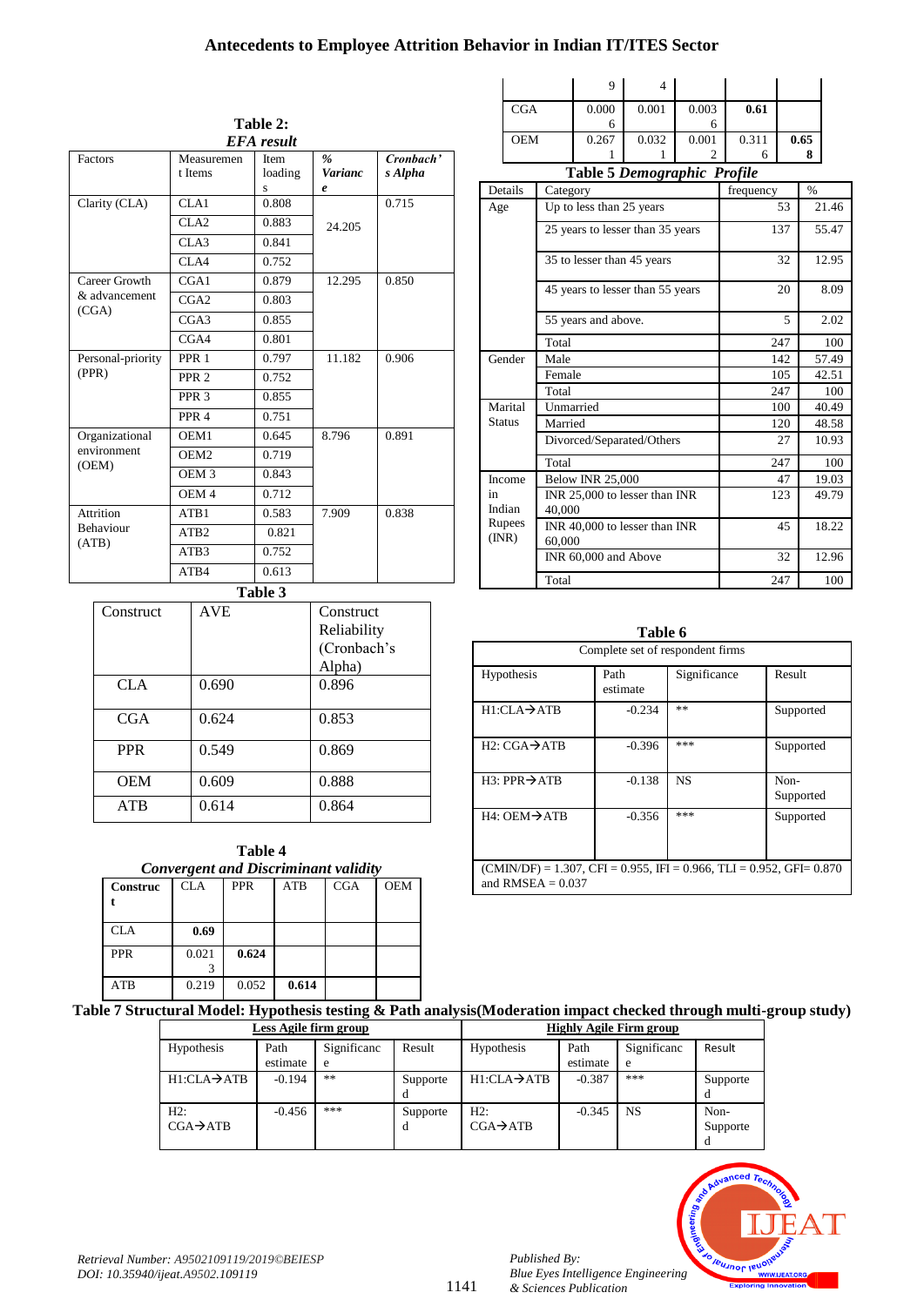**Table 2:**
***EFA result***

| Factors | Measurement Items | Item loadings | *% Variance* | *Cronbach's Alpha* |
|---|---|---|---|---|
| Clarity (CLA) | CLA1 | 0.808 | 24.205 | 0.715 |
| | CLA2 | 0.883 | | |
| | CLA3 | 0.841 | | |
| | CLA4 | 0.752 | | |
| Career Growth & advancement (CGA) | CGA1 | 0.879 | 12.295 | 0.850 |
| | CGA2 | 0.803 | | |
| | CGA3 | 0.855 | | |
| | CGA4 | 0.801 | | |
| Personal-priority (PPR) | PPR 1 | 0.797 | 11.182 | 0.906 |
| | PPR 2 | 0.752 | | |
| | PPR 3 | 0.855 | | |
| | PPR 4 | 0.751 | | |
| Organizational environment (OEM) | OEM1 | 0.645 | 8.796 | 0.891 |
| | OEM2 | 0.719 | | |
| | OEM 3 | 0.843 | | |
| | OEM 4 | 0.712 | | |
| Attrition Behaviour (ATB) | ATB1 | 0.583 | 7.909 | 0.838 |
| | ATB2 | 0.821 | | |
| | ATB3 | 0.752 | | |
| | ATB4 | 0.613 | | |

**Table 3**

| Construct | AVE | Construct Reliability (Cronbach's Alpha) |
|---|---|---|
| CLA | 0.690 | 0.896 |
| CGA | 0.624 | 0.853 |
| PPR | 0.549 | 0.869 |
| OEM | 0.609 | 0.888 |
| ATB | 0.614 | 0.864 |

**Table 4**
***Convergent and Discriminant validity***

| Construct | CLA | PPR | ATB | CGA | OEM |
|---|---|---|---|---|---|
| CLA | **0.69** | | | | |
| PPR | 0.0213 | **0.624** | | | |
| ATB | 0.219 | 0.052 | **0.614** | | |
| | 9 | 4 | | | |
| CGA | 0.0006 | 0.001 | 0.0036 | **0.61** | |
| OEM | 0.2671 | 0.0321 | 0.0012 | 0.3116 | **0.658** |

**Table 5 *Demographic Profile***

| Details | Category | frequency | % |
|---|---|---|---|
| Age | Up to less than 25 years | 53 | 21.46 |
| | 25 years to lesser than 35 years | 137 | 55.47 |
| | 35 to lesser than 45 years | 32 | 12.95 |
| | 45 years to lesser than 55 years | 20 | 8.09 |
| | 55 years and above. | 5 | 2.02 |
| | Total | 247 | 100 |
| Gender | Male | 142 | 57.49 |
| | Female | 105 | 42.51 |
| | Total | 247 | 100 |
| Marital Status | Unmarried | 100 | 40.49 |
| | Married | 120 | 48.58 |
| | Divorced/Separated/Others | 27 | 10.93 |
| | Total | 247 | 100 |
| Income in Indian Rupees (INR) | Below INR 25,000 | 47 | 19.03 |
| | INR 25,000 to lesser than INR 40,000 | 123 | 49.79 |
| | INR 40,000 to lesser than INR 60,000 | 45 | 18.22 |
| | INR 60,000 and Above | 32 | 12.96 |
| | Total | 247 | 100 |

**Table 6**

| Complete set of respondent firms | | | |
|---|---|---|---|
| Hypothesis | Path estimate | Significance | Result |
| H1:CLA→ATB | -0.234 | ** | Supported |
| H2: CGA→ATB | -0.396 | *** | Supported |
| H3: PPR→ATB | -0.138 | NS | Non-Supported |
| H4: OEM→ATB | -0.356 | *** | Supported |
| (CMIN/DF) = 1.307, CFI = 0.955, IFI = 0.966, TLI = 0.952, GFI= 0.870 and RMSEA = 0.037 | | | |

**Table 7 Structural Model: Hypothesis testing & Path analysis(Moderation impact checked through multi-group study)**

| **Less Agile firm group** | | | | **Highly Agile Firm group** | | | |
|---|---|---|---|---|---|---|---|
| Hypothesis | Path estimate | Significance | Result | Hypothesis | Path estimate | Significance | Result |
| H1:CLA→ATB | -0.194 | ** | Supported | H1:CLA→ATB | -0.387 | *** | Supported |
| H2: CGA→ATB | -0.456 | *** | Supported | H2: CGA→ATB | -0.345 | NS | Non-Supported |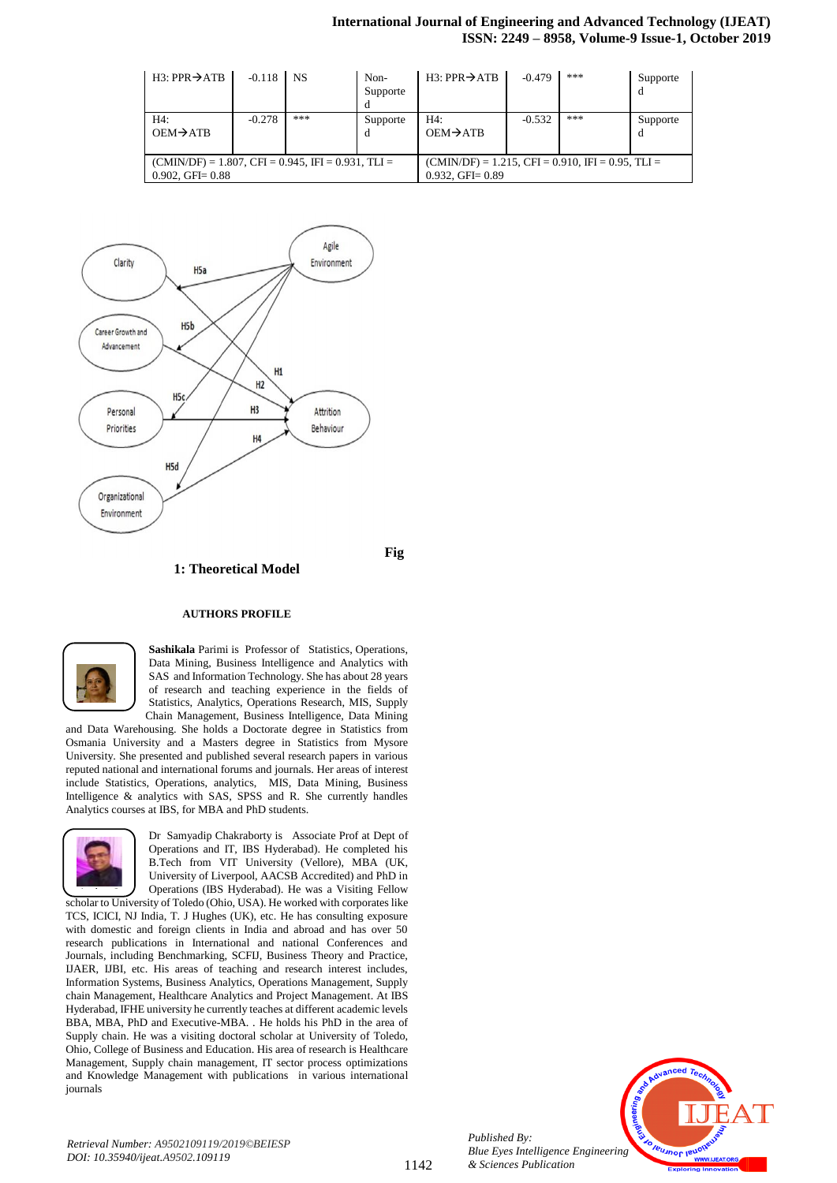| | | | | | | | |
|---|---|---|---|---|---|---|---|
| H3: PPR→ATB | -0.118 | NS | Non-Supported | H3: PPR→ATB | -0.479 | *** | Supported |
| H4: OEM→ATB | -0.278 | *** | Supported | H4: OEM→ATB | -0.532 | *** | Supported |
| (CMIN/DF) = 1.807, CFI = 0.945, IFI = 0.931, TLI = 0.902, GFI= 0.88 | | | | (CMIN/DF) = 1.215, CFI = 0.910, IFI = 0.95, TLI = 0.932, GFI= 0.89 | | | |

Clarity

Career Growth and Advancement

Personal Priorities

Organizational Environment

Agile Environment

Attrition Behaviour

H5a

H5b

H5c

H5d

H1

H2

H3

H4

**Fig 1: Theoretical Model**

**AUTHORS PROFILE**

**Sashikala** Parimi is Professor of Statistics, Operations, Data Mining, Business Intelligence and Analytics with SAS and Information Technology. She has about 28 years of research and teaching experience in the fields of Statistics, Analytics, Operations Research, MIS, Supply Chain Management, Business Intelligence, Data Mining and Data Warehousing. She holds a Doctorate degree in Statistics from Osmania University and a Masters degree in Statistics from Mysore University. She presented and published several research papers in various reputed national and international forums and journals. Her areas of interest include Statistics, Operations, analytics, MIS, Data Mining, Business Intelligence & analytics with SAS, SPSS and R. She currently handles Analytics courses at IBS, for MBA and PhD students.

Dr Samyadip Chakraborty is Associate Prof at Dept of Operations and IT, IBS Hyderabad). He completed his B.Tech from VIT University (Vellore), MBA (UK, University of Liverpool, AACSB Accredited) and PhD in Operations (IBS Hyderabad). He was a Visiting Fellow scholar to University of Toledo (Ohio, USA). He worked with corporates like TCS, ICICI, NJ India, T. J Hughes (UK), etc. He has consulting exposure with domestic and foreign clients in India and abroad and has over 50 research publications in International and national Conferences and Journals, including Benchmarking, SCFIJ, Business Theory and Practice, IJAER, IJBI, etc. His areas of teaching and research interest includes, Information Systems, Business Analytics, Operations Management, Supply chain Management, Healthcare Analytics and Project Management. At IBS Hyderabad, IFHE university he currently teaches at different academic levels BBA, MBA, PhD and Executive-MBA. . He holds his PhD in the area of Supply chain. He was a visiting doctoral scholar at University of Toledo, Ohio, College of Business and Education. His area of research is Healthcare Management, Supply chain management, IT sector process optimizations and Knowledge Management with publications in various international journals